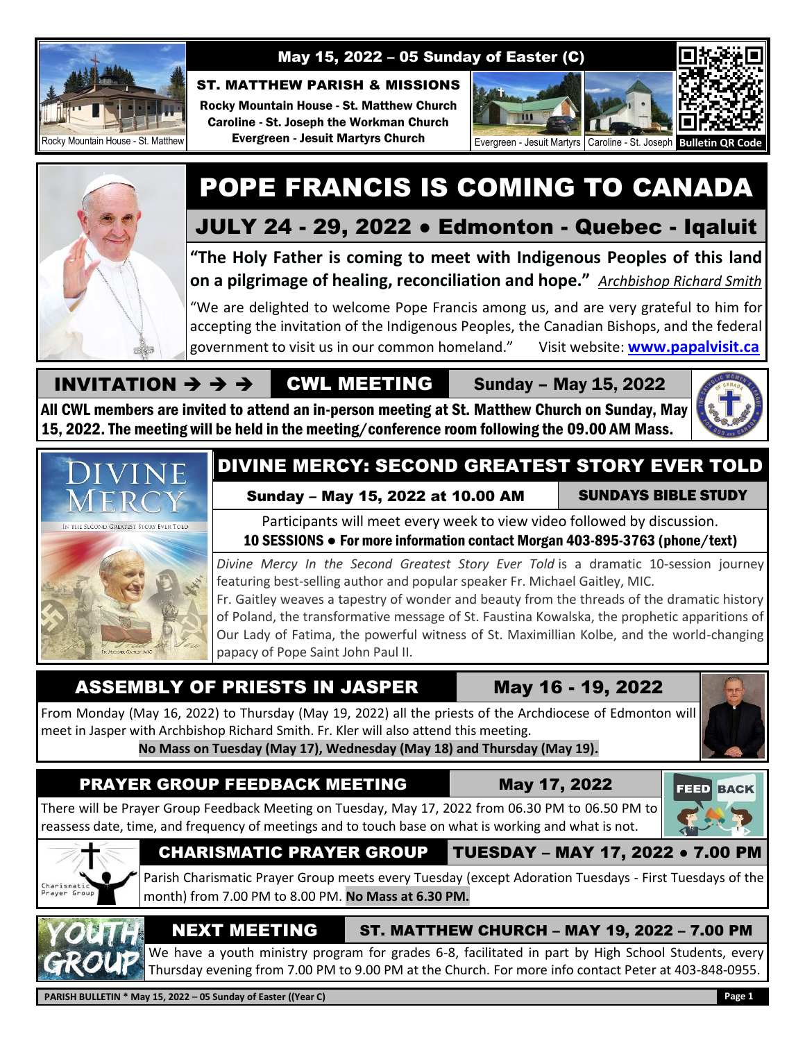May 15, 2022 – 05 Sunday of Easter (C)

**ST. MATTHEW PARISH & MISSIONS**

**Rocky Mountain House - St. Matthew Church**
**Caroline - St. Joseph the Workman Church**
**Evergreen - Jesuit Martyrs Church**

Rocky Mountain House - St. Matthew | Evergreen - Jesuit Martyrs | Caroline - St. Joseph | Bulletin QR Code

# POPE FRANCIS IS COMING TO CANADA

## JULY 24 - 29, 2022 • Edmonton - Quebec - Iqaluit

**"The Holy Father is coming to meet with Indigenous Peoples of this land on a pilgrimage of healing, reconciliation and hope."** *Archbishop Richard Smith*

"We are delighted to welcome Pope Francis among us, and are very grateful to him for accepting the invitation of the Indigenous Peoples, the Canadian Bishops, and the federal government to visit us in our common homeland." Visit website: **www.papalvisit.ca**

## INVITATION → → → CWL MEETING — Sunday – May 15, 2022

**All CWL members are invited to attend an in-person meeting at St. Matthew Church on Sunday, May 15, 2022. The meeting will be held in the meeting/conference room following the 09.00 AM Mass.**

## DIVINE MERCY: SECOND GREATEST STORY EVER TOLD

**Sunday – May 15, 2022 at 10.00 AM** — **SUNDAYS BIBLE STUDY**

Participants will meet every week to view video followed by discussion.
**10 SESSIONS • For more information contact Morgan 403-895-3763 (phone/text)**

*Divine Mercy In the Second Greatest Story Ever Told* is a dramatic 10-session journey featuring best-selling author and popular speaker Fr. Michael Gaitley, MIC.
Fr. Gaitley weaves a tapestry of wonder and beauty from the threads of the dramatic history of Poland, the transformative message of St. Faustina Kowalska, the prophetic apparitions of Our Lady of Fatima, the powerful witness of St. Maximillian Kolbe, and the world-changing papacy of Pope Saint John Paul II.

## ASSEMBLY OF PRIESTS IN JASPER — May 16 - 19, 2022

From Monday (May 16, 2022) to Thursday (May 19, 2022) all the priests of the Archdiocese of Edmonton will meet in Jasper with Archbishop Richard Smith. Fr. Kler will also attend this meeting.
**No Mass on Tuesday (May 17), Wednesday (May 18) and Thursday (May 19).**

## PRAYER GROUP FEEDBACK MEETING — May 17, 2022

There will be Prayer Group Feedback Meeting on Tuesday, May 17, 2022 from 06.30 PM to 06.50 PM to reassess date, time, and frequency of meetings and to touch base on what is working and what is not.

## CHARISMATIC PRAYER GROUP — TUESDAY – MAY 17, 2022 • 7.00 PM

Parish Charismatic Prayer Group meets every Tuesday (except Adoration Tuesdays - First Tuesdays of the month) from 7.00 PM to 8.00 PM. **No Mass at 6.30 PM.**

## YOUTH GROUP — NEXT MEETING — ST. MATTHEW CHURCH – MAY 19, 2022 – 7.00 PM

We have a youth ministry program for grades 6-8, facilitated in part by High School Students, every Thursday evening from 7.00 PM to 9.00 PM at the Church. For more info contact Peter at 403-848-0955.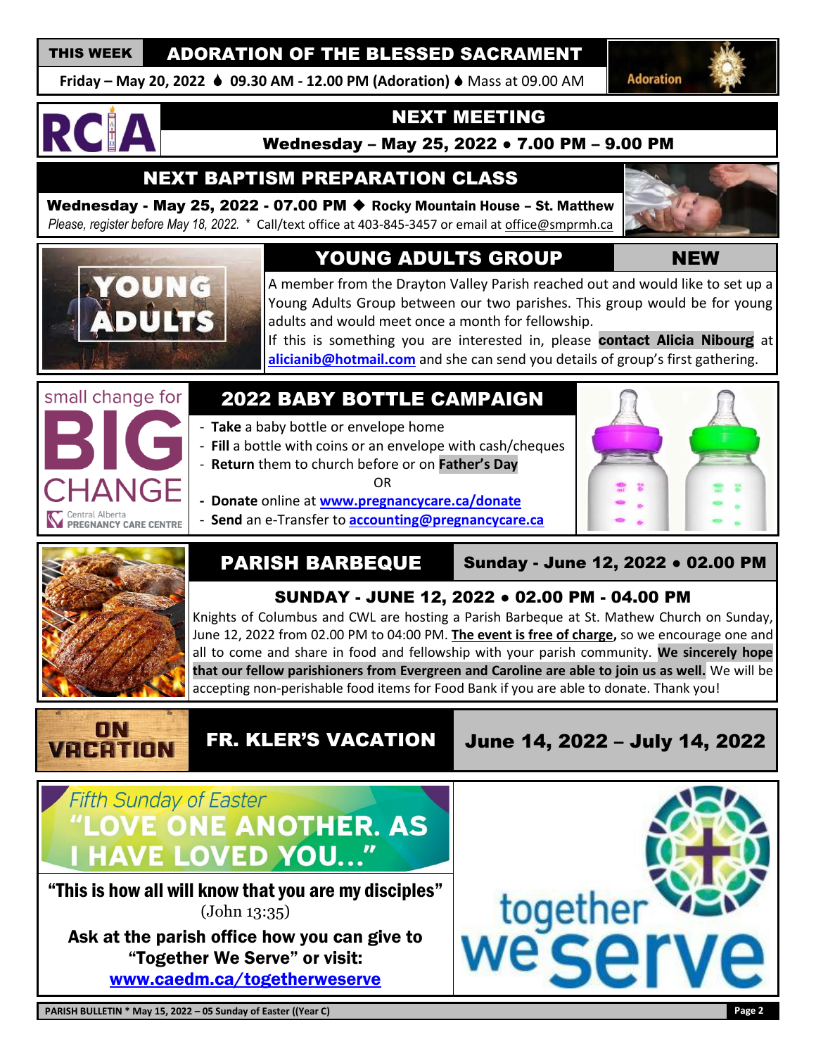**THIS WEEK** — ## ADORATION OF THE BLESSED SACRAMENT

**Friday – May 20, 2022 ♦ 09.30 AM - 12.00 PM (Adoration)** ♦ Mass at 09.00 AM

Adoration

RCIA

## NEXT MEETING

**Wednesday – May 25, 2022 • 7.00 PM – 9.00 PM**

## NEXT BAPTISM PREPARATION CLASS

**Wednesday - May 25, 2022 - 07.00 PM ◆ Rocky Mountain House – St. Matthew**

*Please, register before May 18, 2022.* * Call/text office at 403-845-3457 or email at office@smprmh.ca

## YOUNG ADULTS GROUP — NEW

YOUNG ADULTS

A member from the Drayton Valley Parish reached out and would like to set up a Young Adults Group between our two parishes. This group would be for young adults and would meet once a month for fellowship.

If this is something you are interested in, please **contact Alicia Nibourg** at **alicianib@hotmail.com** and she can send you details of group's first gathering.

## 2022 BABY BOTTLE CAMPAIGN

small change for BIG CHANGE — Central Alberta PREGNANCY CARE CENTRE

- **Take** a baby bottle or envelope home
- **Fill** a bottle with coins or an envelope with cash/cheques
- **Return** them to church before or on **Father's Day**

OR

- **Donate** online at **www.pregnancycare.ca/donate**
- **Send** an e-Transfer to **accounting@pregnancycare.ca**

## PARISH BARBEQUE — Sunday - June 12, 2022 • 02.00 PM

### SUNDAY - JUNE 12, 2022 • 02.00 PM - 04.00 PM

Knights of Columbus and CWL are hosting a Parish Barbeque at St. Mathew Church on Sunday, June 12, 2022 from 02.00 PM to 04:00 PM. **The event is free of charge,** so we encourage one and all to come and share in food and fellowship with your parish community. **We sincerely hope that our fellow parishioners from Evergreen and Caroline are able to join us as well.** We will be accepting non-perishable food items for Food Bank if you are able to donate. Thank you!

ON VACATION

## FR. KLER'S VACATION — June 14, 2022 – July 14, 2022

*Fifth Sunday of Easter*

## "LOVE ONE ANOTHER. AS I HAVE LOVED YOU..."

**"This is how all will know that you are my disciples"**
(John 13:35)

**Ask at the parish office how you can give to "Together We Serve" or visit:**
**www.caedm.ca/togetherweserve**

together we serve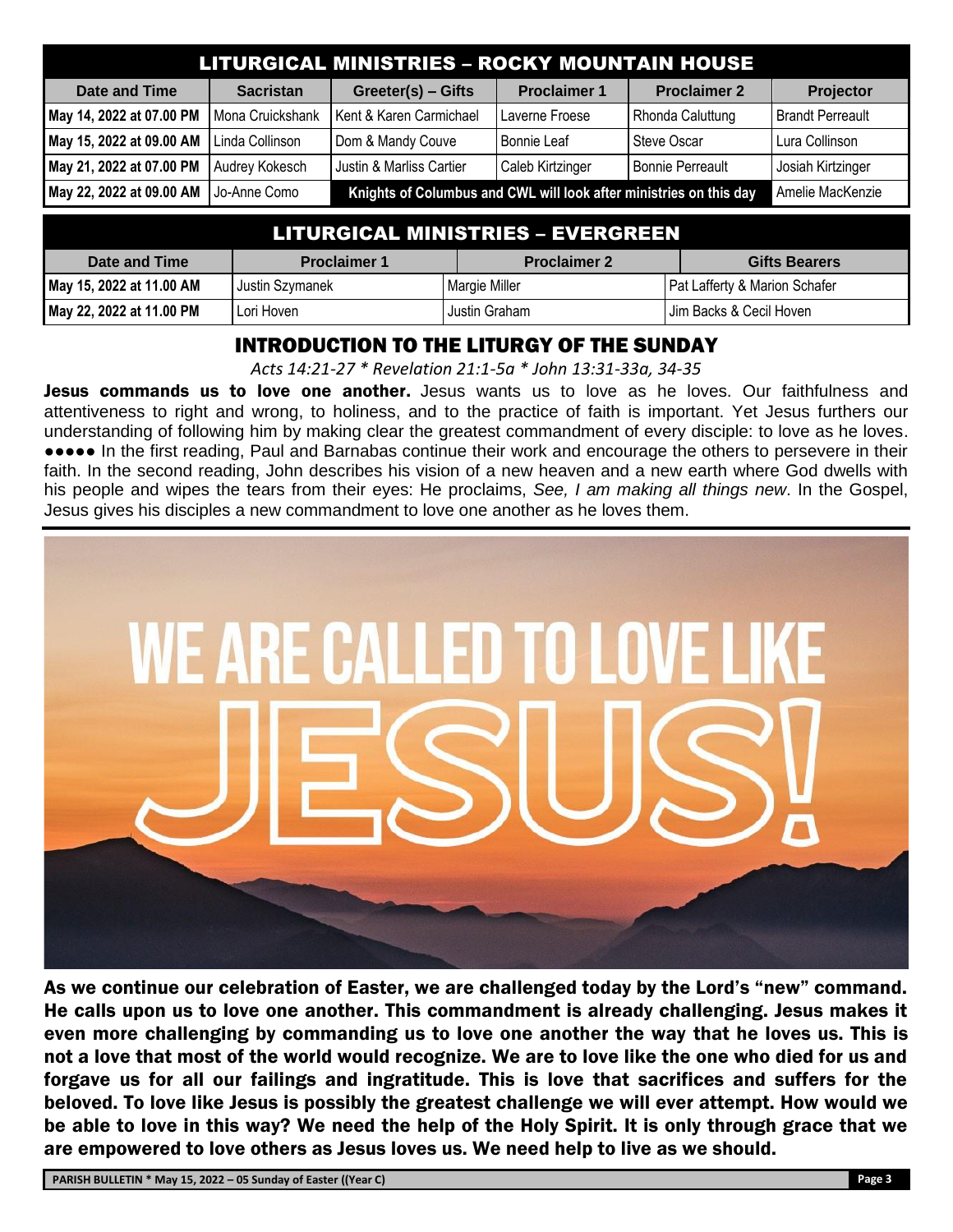## LITURGICAL MINISTRIES – ROCKY MOUNTAIN HOUSE

| Date and Time | Sacristan | Greeter(s) – Gifts | Proclaimer 1 | Proclaimer 2 | Projector |
|---|---|---|---|---|---|
| May 14, 2022 at 07.00 PM | Mona Cruickshank | Kent & Karen Carmichael | Laverne Froese | Rhonda Caluttung | Brandt Perreault |
| May 15, 2022 at 09.00 AM | Linda Collinson | Dom & Mandy Couve | Bonnie Leaf | Steve Oscar | Lura Collinson |
| May 21, 2022 at 07.00 PM | Audrey Kokesch | Justin & Marliss Cartier | Caleb Kirtzinger | Bonnie Perreault | Josiah Kirtzinger |
| May 22, 2022 at 09.00 AM | Jo-Anne Como | Knights of Columbus and CWL will look after ministries on this day | | | Amelie MacKenzie |

## LITURGICAL MINISTRIES – EVERGREEN

| Date and Time | Proclaimer 1 | Proclaimer 2 | Gifts Bearers |
|---|---|---|---|
| May 15, 2022 at 11.00 AM | Justin Szymanek | Margie Miller | Pat Lafferty & Marion Schafer |
| May 22, 2022 at 11.00 PM | Lori Hoven | Justin Graham | Jim Backs & Cecil Hoven |

## INTRODUCTION TO THE LITURGY OF THE SUNDAY

*Acts 14:21-27 * Revelation 21:1-5a * John 13:31-33a, 34-35*

**Jesus commands us to love one another.** Jesus wants us to love as he loves. Our faithfulness and attentiveness to right and wrong, to holiness, and to the practice of faith is important. Yet Jesus furthers our understanding of following him by making clear the greatest commandment of every disciple: to love as he loves. ●●●●● In the first reading, Paul and Barnabas continue their work and encourage the others to persevere in their faith. In the second reading, John describes his vision of a new heaven and a new earth where God dwells with his people and wipes the tears from their eyes: He proclaims, *See, I am making all things new*. In the Gospel, Jesus gives his disciples a new commandment to love one another as he loves them.

WE ARE CALLED TO LOVE LIKE JESUS!

**As we continue our celebration of Easter, we are challenged today by the Lord's "new" command. He calls upon us to love one another. This commandment is already challenging. Jesus makes it even more challenging by commanding us to love one another the way that he loves us. This is not a love that most of the world would recognize. We are to love like the one who died for us and forgave us for all our failings and ingratitude. This is love that sacrifices and suffers for the beloved. To love like Jesus is possibly the greatest challenge we will ever attempt. How would we be able to love in this way? We need the help of the Holy Spirit. It is only through grace that we are empowered to love others as Jesus loves us. We need help to live as we should.**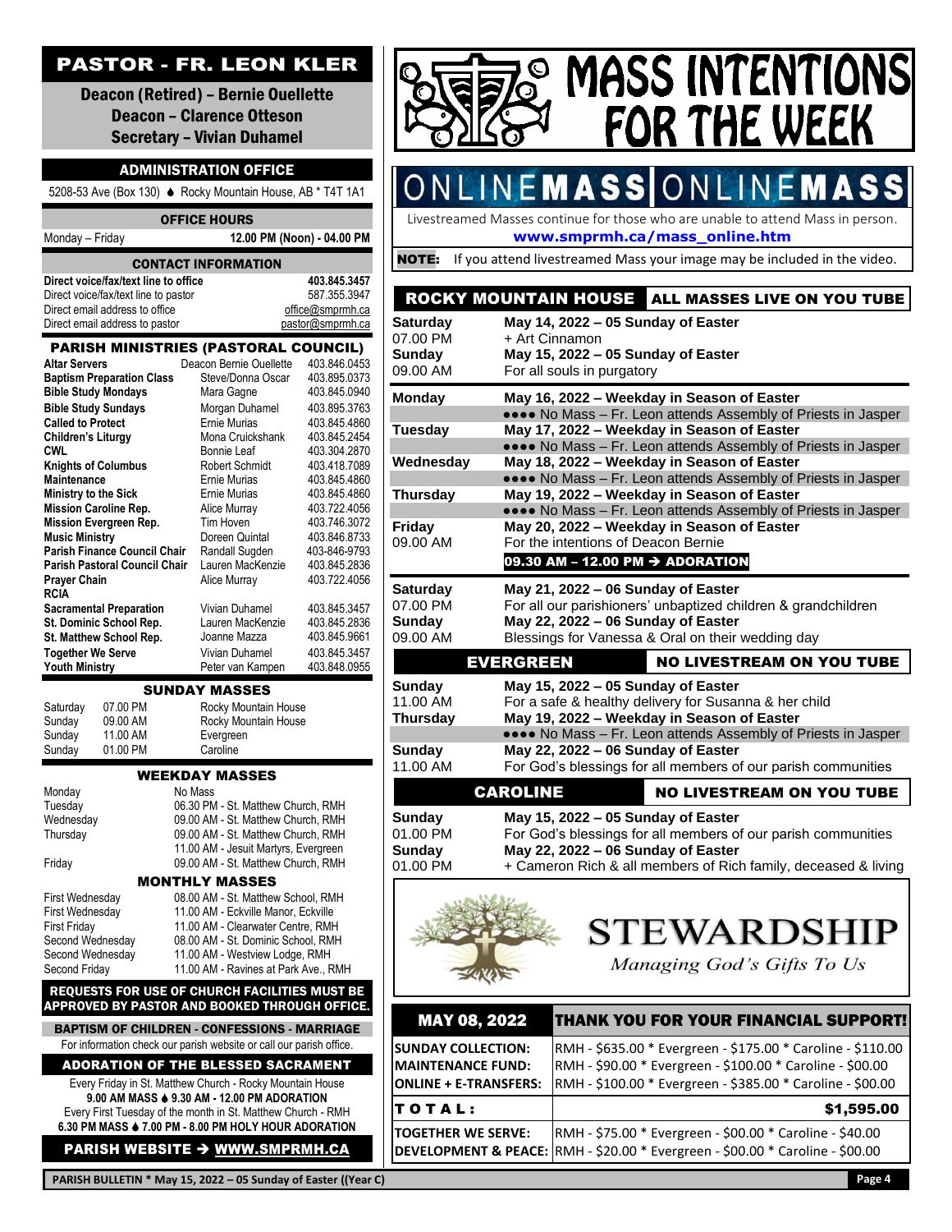# PASTOR - FR. LEON KLER

**Deacon (Retired) – Bernie Ouellette**
**Deacon – Clarence Otteson**
**Secretary – Vivian Duhamel**

## ADMINISTRATION OFFICE

5208-53 Ave (Box 130) ♠ Rocky Mountain House, AB * T4T 1A1

### OFFICE HOURS

| | |
|---|---|
| Monday – Friday | **12.00 PM (Noon) - 04.00 PM** |

### CONTACT INFORMATION

| | |
|---|---|
| **Direct voice/fax/text line to office** | **403.845.3457** |
| Direct voice/fax/text line to pastor | 587.355.3947 |
| Direct email address to office | office@smprmh.ca |
| Direct email address to pastor | pastor@smprmh.ca |

### PARISH MINISTRIES (PASTORAL COUNCIL)

| | | |
|---|---|---|
| **Altar Servers** | Deacon Bernie Ouellette | 403.846.0453 |
| **Baptism Preparation Class** | Steve/Donna Oscar | 403.895.0373 |
| **Bible Study Mondays** | Mara Gagne | 403.845.0940 |
| **Bible Study Sundays** | Morgan Duhamel | 403.895.3763 |
| **Called to Protect** | Ernie Murias | 403.845.4860 |
| **Children's Liturgy** | Mona Cruickshank | 403.845.2454 |
| **CWL** | Bonnie Leaf | 403.304.2870 |
| **Knights of Columbus** | Robert Schmidt | 403.418.7089 |
| **Maintenance** | Ernie Murias | 403.845.4860 |
| **Ministry to the Sick** | Ernie Murias | 403.845.4860 |
| **Mission Caroline Rep.** | Alice Murray | 403.722.4056 |
| **Mission Evergreen Rep.** | Tim Hoven | 403.746.3072 |
| **Music Ministry** | Doreen Quintal | 403.846.8733 |
| **Parish Finance Council Chair** | Randall Sugden | 403-846-9793 |
| **Parish Pastoral Council Chair** | Lauren MacKenzie | 403.845.2836 |
| **Prayer Chain** | Alice Murray | 403.722.4056 |
| **RCIA** | | |
| **Sacramental Preparation** | Vivian Duhamel | 403.845.3457 |
| **St. Dominic School Rep.** | Lauren MacKenzie | 403.845.2836 |
| **St. Matthew School Rep.** | Joanne Mazza | 403.845.9661 |
| **Together We Serve** | Vivian Duhamel | 403.845.3457 |
| **Youth Ministry** | Peter van Kampen | 403.848.0955 |

### SUNDAY MASSES

| | | |
|---|---|---|
| Saturday | 07.00 PM | Rocky Mountain House |
| Sunday | 09.00 AM | Rocky Mountain House |
| Sunday | 11.00 AM | Evergreen |
| Sunday | 01.00 PM | Caroline |

### WEEKDAY MASSES

| | |
|---|---|
| Monday | No Mass |
| Tuesday | 06.30 PM - St. Matthew Church, RMH |
| Wednesday | 09.00 AM - St. Matthew Church, RMH |
| Thursday | 09.00 AM - St. Matthew Church, RMH |
| | 11.00 AM - Jesuit Martyrs, Evergreen |
| Friday | 09.00 AM - St. Matthew Church, RMH |

### MONTHLY MASSES

| | |
|---|---|
| First Wednesday | 08.00 AM - St. Matthew School, RMH |
| First Wednesday | 11.00 AM - Eckville Manor, Eckville |
| First Friday | 11.00 AM - Clearwater Centre, RMH |
| Second Wednesday | 08.00 AM - St. Dominic School, RMH |
| Second Wednesday | 11.00 AM - Westview Lodge, RMH |
| Second Friday | 11.00 AM - Ravines at Park Ave., RMH |

**REQUESTS FOR USE OF CHURCH FACILITIES MUST BE APPROVED BY PASTOR AND BOOKED THROUGH OFFICE.**

### BAPTISM OF CHILDREN - CONFESSIONS - MARRIAGE

For information check our parish website or call our parish office.

### ADORATION OF THE BLESSED SACRAMENT

Every Friday in St. Matthew Church - Rocky Mountain House
**9.00 AM MASS ♠ 9.30 AM - 12.00 PM ADORATION**
Every First Tuesday of the month in St. Matthew Church - RMH
**6.30 PM MASS ♠ 7.00 PM - 8.00 PM HOLY HOUR ADORATION**

**PARISH WEBSITE → WWW.SMPRMH.CA**

# MASS INTENTIONS FOR THE WEEK

## ONLINE MASS | ONLINE MASS

Livestreamed Masses continue for those who are unable to attend Mass in person.
**www.smprmh.ca/mass_online.htm**

**NOTE:** If you attend livestreamed Mass your image may be included in the video.

### ROCKY MOUNTAIN HOUSE — ALL MASSES LIVE ON YOU TUBE

| | |
|---|---|
| **Saturday** | **May 14, 2022 – 05 Sunday of Easter** |
| 07.00 PM | + Art Cinnamon |
| **Sunday** | **May 15, 2022 – 05 Sunday of Easter** |
| 09.00 AM | For all souls in purgatory |
| **Monday** | **May 16, 2022 – Weekday in Season of Easter** |
| | •••• No Mass – Fr. Leon attends Assembly of Priests in Jasper |
| **Tuesday** | **May 17, 2022 – Weekday in Season of Easter** |
| | •••• No Mass – Fr. Leon attends Assembly of Priests in Jasper |
| **Wednesday** | **May 18, 2022 – Weekday in Season of Easter** |
| | •••• No Mass – Fr. Leon attends Assembly of Priests in Jasper |
| **Thursday** | **May 19, 2022 – Weekday in Season of Easter** |
| | •••• No Mass – Fr. Leon attends Assembly of Priests in Jasper |
| **Friday** | **May 20, 2022 – Weekday in Season of Easter** |
| 09.00 AM | For the intentions of Deacon Bernie |
| | **09.30 AM – 12.00 PM → ADORATION** |
| **Saturday** | **May 21, 2022 – 06 Sunday of Easter** |
| 07.00 PM | For all our parishioners' unbaptized children & grandchildren |
| **Sunday** | **May 22, 2022 – 06 Sunday of Easter** |
| 09.00 AM | Blessings for Vanessa & Oral on their wedding day |

### EVERGREEN — NO LIVESTREAM ON YOU TUBE

| | |
|---|---|
| **Sunday** | **May 15, 2022 – 05 Sunday of Easter** |
| 11.00 AM | For a safe & healthy delivery for Susanna & her child |
| **Thursday** | **May 19, 2022 – Weekday in Season of Easter** |
| | •••• No Mass – Fr. Leon attends Assembly of Priests in Jasper |
| **Sunday** | **May 22, 2022 – 06 Sunday of Easter** |
| 11.00 AM | For God's blessings for all members of our parish communities |

### CAROLINE — NO LIVESTREAM ON YOU TUBE

| | |
|---|---|
| **Sunday** | **May 15, 2022 – 05 Sunday of Easter** |
| 01.00 PM | For God's blessings for all members of our parish communities |
| **Sunday** | **May 22, 2022 – 06 Sunday of Easter** |
| 01.00 PM | + Cameron Rich & all members of Rich family, deceased & living |

## STEWARDSHIP

*Managing God's Gifts To Us*

| **MAY 08, 2022** | **THANK YOU FOR YOUR FINANCIAL SUPPORT!** |
|---|---|
| **SUNDAY COLLECTION:** | RMH - $635.00 * Evergreen - $175.00 * Caroline - $110.00 |
| **MAINTENANCE FUND:** | RMH - $90.00 * Evergreen - $100.00 * Caroline - $00.00 |
| **ONLINE + E-TRANSFERS:** | RMH - $100.00 * Evergreen - $385.00 * Caroline - $00.00 |
| **T O T A L :** | **$1,595.00** |
| **TOGETHER WE SERVE:** | RMH - $75.00 * Evergreen - $00.00 * Caroline - $40.00 |
| **DEVELOPMENT & PEACE:** | RMH - $20.00 * Evergreen - $00.00 * Caroline - $00.00 |